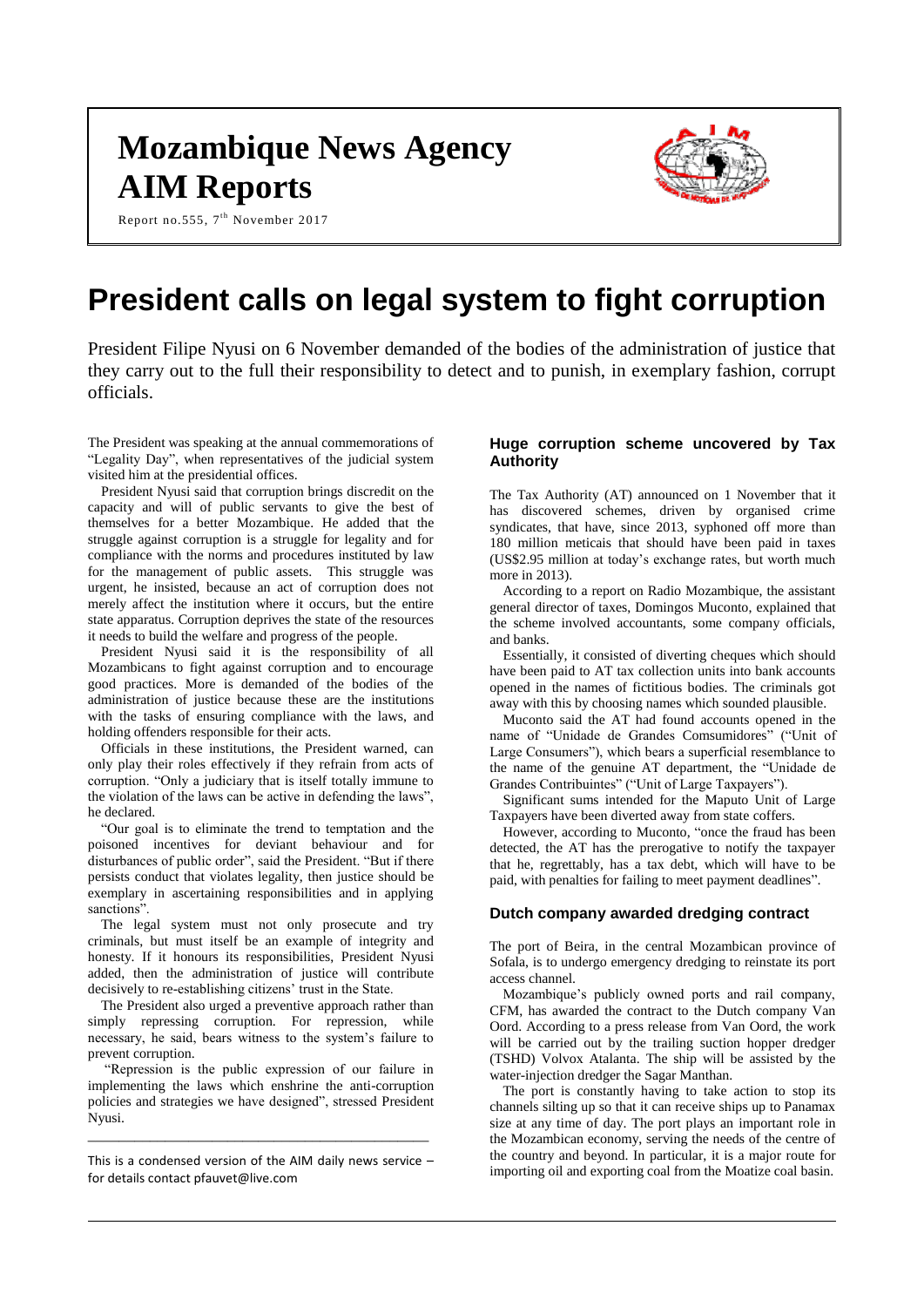# Mozambique News Agency
# AIM Reports

Report no.555, 7th November 2017

# President calls on legal system to fight corruption

President Filipe Nyusi on 6 November demanded of the bodies of the administration of justice that they carry out to the full their responsibility to detect and to punish, in exemplary fashion, corrupt officials.

The President was speaking at the annual commemorations of "Legality Day", when representatives of the judicial system visited him at the presidential offices.

President Nyusi said that corruption brings discredit on the capacity and will of public servants to give the best of themselves for a better Mozambique. He added that the struggle against corruption is a struggle for legality and for compliance with the norms and procedures instituted by law for the management of public assets. This struggle was urgent, he insisted, because an act of corruption does not merely affect the institution where it occurs, but the entire state apparatus. Corruption deprives the state of the resources it needs to build the welfare and progress of the people.

President Nyusi said it is the responsibility of all Mozambicans to fight against corruption and to encourage good practices. More is demanded of the bodies of the administration of justice because these are the institutions with the tasks of ensuring compliance with the laws, and holding offenders responsible for their acts.

Officials in these institutions, the President warned, can only play their roles effectively if they refrain from acts of corruption. "Only a judiciary that is itself totally immune to the violation of the laws can be active in defending the laws", he declared.

"Our goal is to eliminate the trend to temptation and the poisoned incentives for deviant behaviour and for disturbances of public order", said the President. "But if there persists conduct that violates legality, then justice should be exemplary in ascertaining responsibilities and in applying sanctions".

The legal system must not only prosecute and try criminals, but must itself be an example of integrity and honesty. If it honours its responsibilities, President Nyusi added, then the administration of justice will contribute decisively to re-establishing citizens' trust in the State.

The President also urged a preventive approach rather than simply repressing corruption. For repression, while necessary, he said, bears witness to the system's failure to prevent corruption.

"Repression is the public expression of our failure in implementing the laws which enshrine the anti-corruption policies and strategies we have designed", stressed President Nyusi.

---

This is a condensed version of the AIM daily news service – for details contact pfauvet@live.com

## Huge corruption scheme uncovered by Tax Authority

The Tax Authority (AT) announced on 1 November that it has discovered schemes, driven by organised crime syndicates, that have, since 2013, syphoned off more than 180 million meticais that should have been paid in taxes (US$2.95 million at today's exchange rates, but worth much more in 2013).

According to a report on Radio Mozambique, the assistant general director of taxes, Domingos Muconto, explained that the scheme involved accountants, some company officials, and banks.

Essentially, it consisted of diverting cheques which should have been paid to AT tax collection units into bank accounts opened in the names of fictitious bodies. The criminals got away with this by choosing names which sounded plausible.

Muconto said the AT had found accounts opened in the name of "Unidade de Grandes Comsumidores" ("Unit of Large Consumers"), which bears a superficial resemblance to the name of the genuine AT department, the "Unidade de Grandes Contribuintes" ("Unit of Large Taxpayers").

Significant sums intended for the Maputo Unit of Large Taxpayers have been diverted away from state coffers.

However, according to Muconto, "once the fraud has been detected, the AT has the prerogative to notify the taxpayer that he, regrettably, has a tax debt, which will have to be paid, with penalties for failing to meet payment deadlines".

## Dutch company awarded dredging contract

The port of Beira, in the central Mozambican province of Sofala, is to undergo emergency dredging to reinstate its port access channel.

Mozambique's publicly owned ports and rail company, CFM, has awarded the contract to the Dutch company Van Oord. According to a press release from Van Oord, the work will be carried out by the trailing suction hopper dredger (TSHD) Volvox Atalanta. The ship will be assisted by the water-injection dredger the Sagar Manthan.

The port is constantly having to take action to stop its channels silting up so that it can receive ships up to Panamax size at any time of day. The port plays an important role in the Mozambican economy, serving the needs of the centre of the country and beyond. In particular, it is a major route for importing oil and exporting coal from the Moatize coal basin.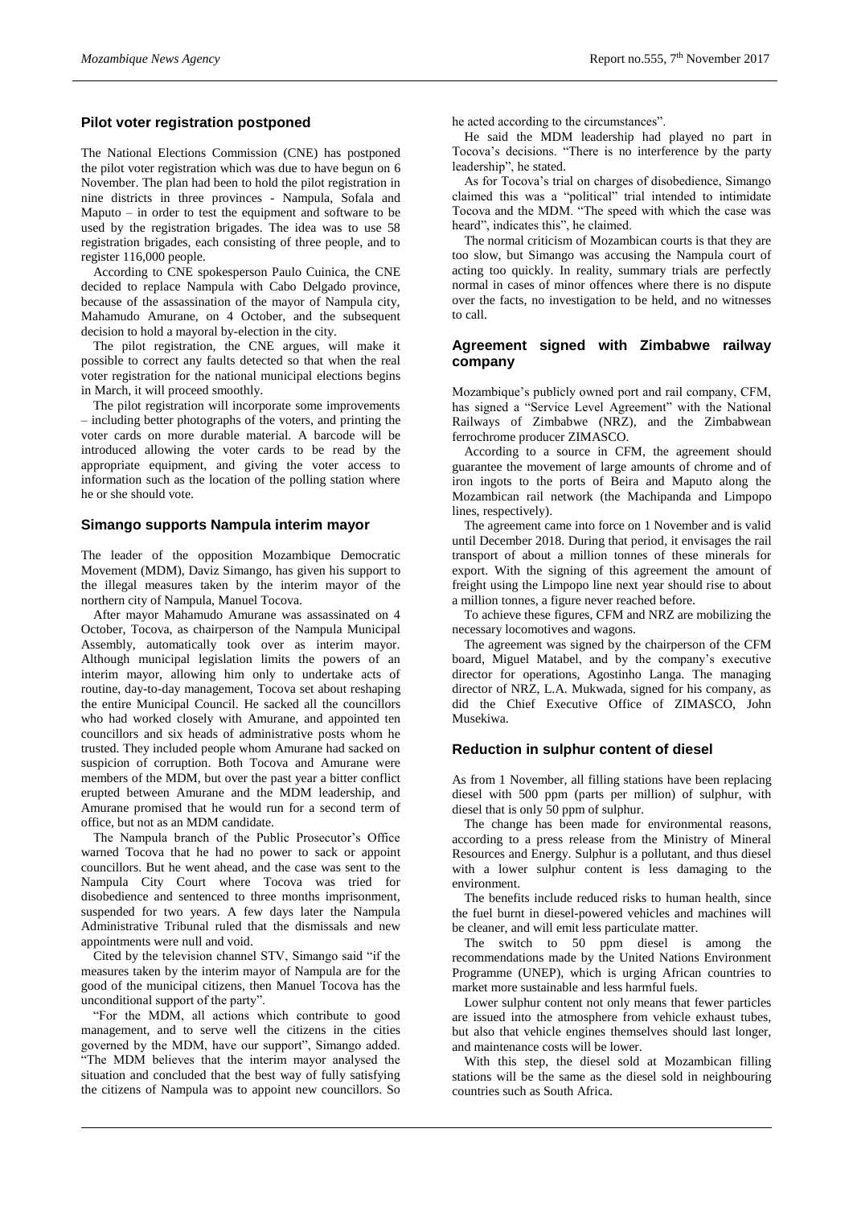## Pilot voter registration postponed

The National Elections Commission (CNE) has postponed the pilot voter registration which was due to have begun on 6 November. The plan had been to hold the pilot registration in nine districts in three provinces - Nampula, Sofala and Maputo – in order to test the equipment and software to be used by the registration brigades. The idea was to use 58 registration brigades, each consisting of three people, and to register 116,000 people.

According to CNE spokesperson Paulo Cuinica, the CNE decided to replace Nampula with Cabo Delgado province, because of the assassination of the mayor of Nampula city, Mahamudo Amurane, on 4 October, and the subsequent decision to hold a mayoral by-election in the city.

The pilot registration, the CNE argues, will make it possible to correct any faults detected so that when the real voter registration for the national municipal elections begins in March, it will proceed smoothly.

The pilot registration will incorporate some improvements – including better photographs of the voters, and printing the voter cards on more durable material. A barcode will be introduced allowing the voter cards to be read by the appropriate equipment, and giving the voter access to information such as the location of the polling station where he or she should vote.

## Simango supports Nampula interim mayor

The leader of the opposition Mozambique Democratic Movement (MDM), Daviz Simango, has given his support to the illegal measures taken by the interim mayor of the northern city of Nampula, Manuel Tocova.

After mayor Mahamudo Amurane was assassinated on 4 October, Tocova, as chairperson of the Nampula Municipal Assembly, automatically took over as interim mayor. Although municipal legislation limits the powers of an interim mayor, allowing him only to undertake acts of routine, day-to-day management, Tocova set about reshaping the entire Municipal Council. He sacked all the councillors who had worked closely with Amurane, and appointed ten councillors and six heads of administrative posts whom he trusted. They included people whom Amurane had sacked on suspicion of corruption. Both Tocova and Amurane were members of the MDM, but over the past year a bitter conflict erupted between Amurane and the MDM leadership, and Amurane promised that he would run for a second term of office, but not as an MDM candidate.

The Nampula branch of the Public Prosecutor's Office warned Tocova that he had no power to sack or appoint councillors. But he went ahead, and the case was sent to the Nampula City Court where Tocova was tried for disobedience and sentenced to three months imprisonment, suspended for two years. A few days later the Nampula Administrative Tribunal ruled that the dismissals and new appointments were null and void.

Cited by the television channel STV, Simango said "if the measures taken by the interim mayor of Nampula are for the good of the municipal citizens, then Manuel Tocova has the unconditional support of the party".

"For the MDM, all actions which contribute to good management, and to serve well the citizens in the cities governed by the MDM, have our support", Simango added. "The MDM believes that the interim mayor analysed the situation and concluded that the best way of fully satisfying the citizens of Nampula was to appoint new councillors. So he acted according to the circumstances".

He said the MDM leadership had played no part in Tocova's decisions. "There is no interference by the party leadership", he stated.

As for Tocova's trial on charges of disobedience, Simango claimed this was a "political" trial intended to intimidate Tocova and the MDM. "The speed with which the case was heard", indicates this", he claimed.

The normal criticism of Mozambican courts is that they are too slow, but Simango was accusing the Nampula court of acting too quickly. In reality, summary trials are perfectly normal in cases of minor offences where there is no dispute over the facts, no investigation to be held, and no witnesses to call.

## Agreement signed with Zimbabwe railway company

Mozambique's publicly owned port and rail company, CFM, has signed a "Service Level Agreement" with the National Railways of Zimbabwe (NRZ), and the Zimbabwean ferrochrome producer ZIMASCO.

According to a source in CFM, the agreement should guarantee the movement of large amounts of chrome and of iron ingots to the ports of Beira and Maputo along the Mozambican rail network (the Machipanda and Limpopo lines, respectively).

The agreement came into force on 1 November and is valid until December 2018. During that period, it envisages the rail transport of about a million tonnes of these minerals for export. With the signing of this agreement the amount of freight using the Limpopo line next year should rise to about a million tonnes, a figure never reached before.

To achieve these figures, CFM and NRZ are mobilizing the necessary locomotives and wagons.

The agreement was signed by the chairperson of the CFM board, Miguel Matabel, and by the company's executive director for operations, Agostinho Langa. The managing director of NRZ, L.A. Mukwada, signed for his company, as did the Chief Executive Office of ZIMASCO, John Musekiwa.

## Reduction in sulphur content of diesel

As from 1 November, all filling stations have been replacing diesel with 500 ppm (parts per million) of sulphur, with diesel that is only 50 ppm of sulphur.

The change has been made for environmental reasons, according to a press release from the Ministry of Mineral Resources and Energy. Sulphur is a pollutant, and thus diesel with a lower sulphur content is less damaging to the environment.

The benefits include reduced risks to human health, since the fuel burnt in diesel-powered vehicles and machines will be cleaner, and will emit less particulate matter.

The switch to 50 ppm diesel is among the recommendations made by the United Nations Environment Programme (UNEP), which is urging African countries to market more sustainable and less harmful fuels.

Lower sulphur content not only means that fewer particles are issued into the atmosphere from vehicle exhaust tubes, but also that vehicle engines themselves should last longer, and maintenance costs will be lower.

With this step, the diesel sold at Mozambican filling stations will be the same as the diesel sold in neighbouring countries such as South Africa.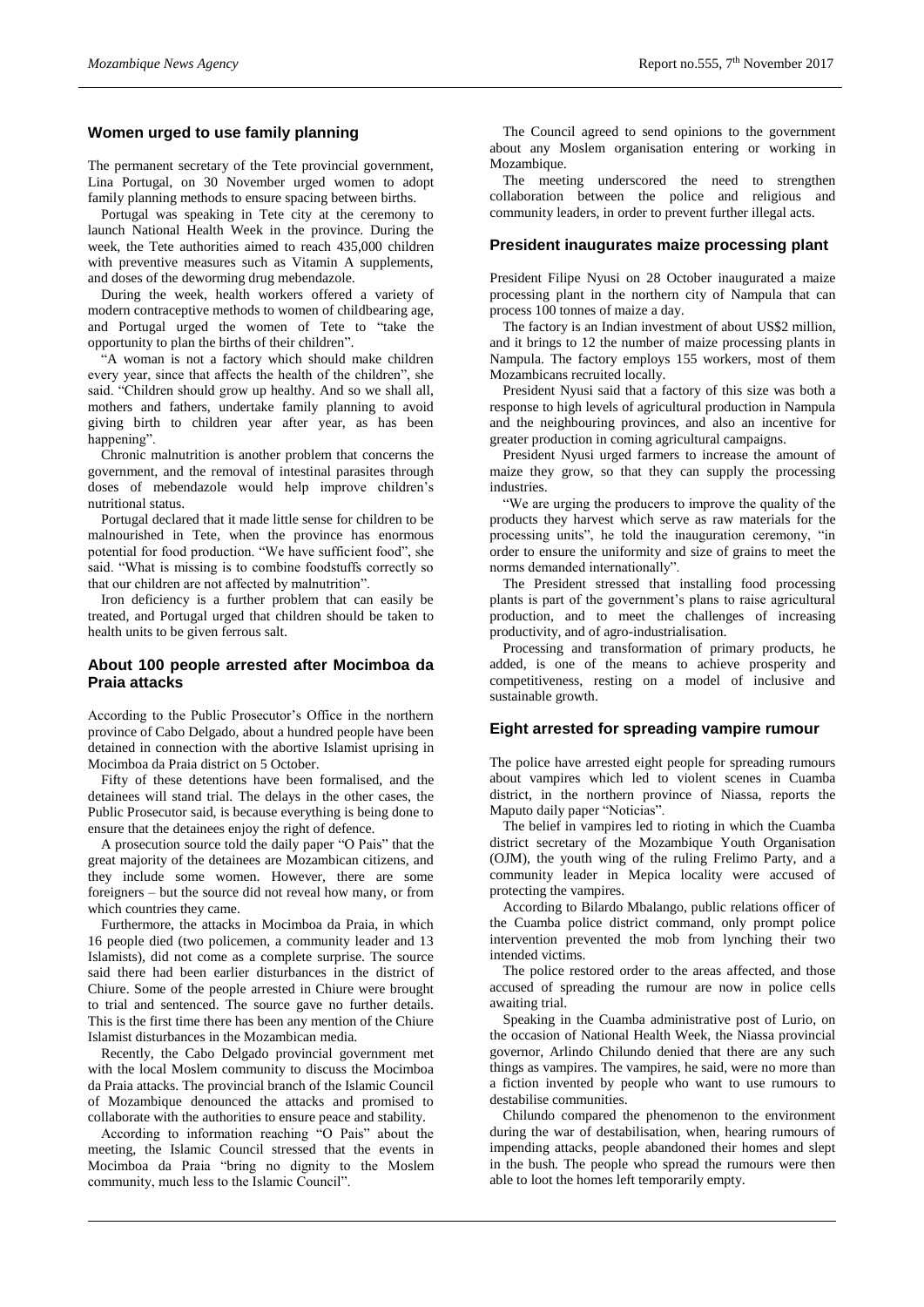## Women urged to use family planning

The permanent secretary of the Tete provincial government, Lina Portugal, on 30 November urged women to adopt family planning methods to ensure spacing between births.

Portugal was speaking in Tete city at the ceremony to launch National Health Week in the province. During the week, the Tete authorities aimed to reach 435,000 children with preventive measures such as Vitamin A supplements, and doses of the deworming drug mebendazole.

During the week, health workers offered a variety of modern contraceptive methods to women of childbearing age, and Portugal urged the women of Tete to "take the opportunity to plan the births of their children".

"A woman is not a factory which should make children every year, since that affects the health of the children", she said. "Children should grow up healthy. And so we shall all, mothers and fathers, undertake family planning to avoid giving birth to children year after year, as has been happening".

Chronic malnutrition is another problem that concerns the government, and the removal of intestinal parasites through doses of mebendazole would help improve children's nutritional status.

Portugal declared that it made little sense for children to be malnourished in Tete, when the province has enormous potential for food production. "We have sufficient food", she said. "What is missing is to combine foodstuffs correctly so that our children are not affected by malnutrition".

Iron deficiency is a further problem that can easily be treated, and Portugal urged that children should be taken to health units to be given ferrous salt.

## About 100 people arrested after Mocimboa da Praia attacks

According to the Public Prosecutor's Office in the northern province of Cabo Delgado, about a hundred people have been detained in connection with the abortive Islamist uprising in Mocimboa da Praia district on 5 October.

Fifty of these detentions have been formalised, and the detainees will stand trial. The delays in the other cases, the Public Prosecutor said, is because everything is being done to ensure that the detainees enjoy the right of defence.

A prosecution source told the daily paper "O Pais" that the great majority of the detainees are Mozambican citizens, and they include some women. However, there are some foreigners – but the source did not reveal how many, or from which countries they came.

Furthermore, the attacks in Mocimboa da Praia, in which 16 people died (two policemen, a community leader and 13 Islamists), did not come as a complete surprise. The source said there had been earlier disturbances in the district of Chiure. Some of the people arrested in Chiure were brought to trial and sentenced. The source gave no further details. This is the first time there has been any mention of the Chiure Islamist disturbances in the Mozambican media.

Recently, the Cabo Delgado provincial government met with the local Moslem community to discuss the Mocimboa da Praia attacks. The provincial branch of the Islamic Council of Mozambique denounced the attacks and promised to collaborate with the authorities to ensure peace and stability.

According to information reaching "O Pais" about the meeting, the Islamic Council stressed that the events in Mocimboa da Praia "bring no dignity to the Moslem community, much less to the Islamic Council".

The Council agreed to send opinions to the government about any Moslem organisation entering or working in Mozambique.

The meeting underscored the need to strengthen collaboration between the police and religious and community leaders, in order to prevent further illegal acts.

## President inaugurates maize processing plant

President Filipe Nyusi on 28 October inaugurated a maize processing plant in the northern city of Nampula that can process 100 tonnes of maize a day.

The factory is an Indian investment of about US$2 million, and it brings to 12 the number of maize processing plants in Nampula. The factory employs 155 workers, most of them Mozambicans recruited locally.

President Nyusi said that a factory of this size was both a response to high levels of agricultural production in Nampula and the neighbouring provinces, and also an incentive for greater production in coming agricultural campaigns.

President Nyusi urged farmers to increase the amount of maize they grow, so that they can supply the processing industries.

"We are urging the producers to improve the quality of the products they harvest which serve as raw materials for the processing units", he told the inauguration ceremony, "in order to ensure the uniformity and size of grains to meet the norms demanded internationally".

The President stressed that installing food processing plants is part of the government's plans to raise agricultural production, and to meet the challenges of increasing productivity, and of agro-industrialisation.

Processing and transformation of primary products, he added, is one of the means to achieve prosperity and competitiveness, resting on a model of inclusive and sustainable growth.

## Eight arrested for spreading vampire rumour

The police have arrested eight people for spreading rumours about vampires which led to violent scenes in Cuamba district, in the northern province of Niassa, reports the Maputo daily paper "Noticias".

The belief in vampires led to rioting in which the Cuamba district secretary of the Mozambique Youth Organisation (OJM), the youth wing of the ruling Frelimo Party, and a community leader in Mepica locality were accused of protecting the vampires.

According to Bilardo Mbalango, public relations officer of the Cuamba police district command, only prompt police intervention prevented the mob from lynching their two intended victims.

The police restored order to the areas affected, and those accused of spreading the rumour are now in police cells awaiting trial.

Speaking in the Cuamba administrative post of Lurio, on the occasion of National Health Week, the Niassa provincial governor, Arlindo Chilundo denied that there are any such things as vampires. The vampires, he said, were no more than a fiction invented by people who want to use rumours to destabilise communities.

Chilundo compared the phenomenon to the environment during the war of destabilisation, when, hearing rumours of impending attacks, people abandoned their homes and slept in the bush. The people who spread the rumours were then able to loot the homes left temporarily empty.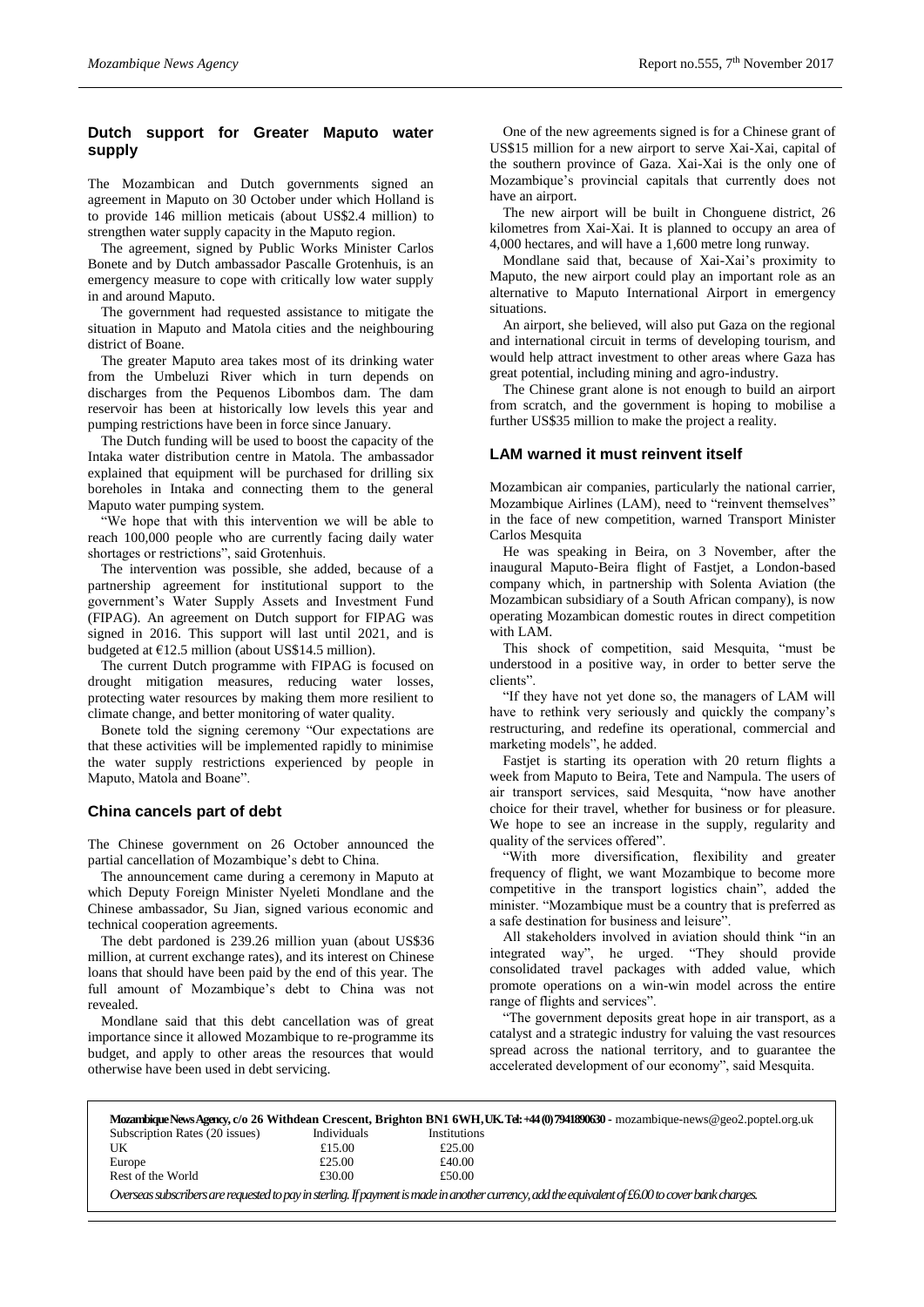## Dutch support for Greater Maputo water supply

The Mozambican and Dutch governments signed an agreement in Maputo on 30 October under which Holland is to provide 146 million meticais (about US$2.4 million) to strengthen water supply capacity in the Maputo region.

The agreement, signed by Public Works Minister Carlos Bonete and by Dutch ambassador Pascalle Grotenhuis, is an emergency measure to cope with critically low water supply in and around Maputo.

The government had requested assistance to mitigate the situation in Maputo and Matola cities and the neighbouring district of Boane.

The greater Maputo area takes most of its drinking water from the Umbeluzi River which in turn depends on discharges from the Pequenos Libombos dam. The dam reservoir has been at historically low levels this year and pumping restrictions have been in force since January.

The Dutch funding will be used to boost the capacity of the Intaka water distribution centre in Matola. The ambassador explained that equipment will be purchased for drilling six boreholes in Intaka and connecting them to the general Maputo water pumping system.

"We hope that with this intervention we will be able to reach 100,000 people who are currently facing daily water shortages or restrictions", said Grotenhuis.

The intervention was possible, she added, because of a partnership agreement for institutional support to the government's Water Supply Assets and Investment Fund (FIPAG). An agreement on Dutch support for FIPAG was signed in 2016. This support will last until 2021, and is budgeted at €12.5 million (about US$14.5 million).

The current Dutch programme with FIPAG is focused on drought mitigation measures, reducing water losses, protecting water resources by making them more resilient to climate change, and better monitoring of water quality.

Bonete told the signing ceremony "Our expectations are that these activities will be implemented rapidly to minimise the water supply restrictions experienced by people in Maputo, Matola and Boane".

## China cancels part of debt

The Chinese government on 26 October announced the partial cancellation of Mozambique's debt to China.

The announcement came during a ceremony in Maputo at which Deputy Foreign Minister Nyeleti Mondlane and the Chinese ambassador, Su Jian, signed various economic and technical cooperation agreements.

The debt pardoned is 239.26 million yuan (about US$36 million, at current exchange rates), and its interest on Chinese loans that should have been paid by the end of this year. The full amount of Mozambique's debt to China was not revealed.

Mondlane said that this debt cancellation was of great importance since it allowed Mozambique to re-programme its budget, and apply to other areas the resources that would otherwise have been used in debt servicing.

One of the new agreements signed is for a Chinese grant of US$15 million for a new airport to serve Xai-Xai, capital of the southern province of Gaza. Xai-Xai is the only one of Mozambique's provincial capitals that currently does not have an airport.

The new airport will be built in Chonguene district, 26 kilometres from Xai-Xai. It is planned to occupy an area of 4,000 hectares, and will have a 1,600 metre long runway.

Mondlane said that, because of Xai-Xai's proximity to Maputo, the new airport could play an important role as an alternative to Maputo International Airport in emergency situations.

An airport, she believed, will also put Gaza on the regional and international circuit in terms of developing tourism, and would help attract investment to other areas where Gaza has great potential, including mining and agro-industry.

The Chinese grant alone is not enough to build an airport from scratch, and the government is hoping to mobilise a further US$35 million to make the project a reality.

## LAM warned it must reinvent itself

Mozambican air companies, particularly the national carrier, Mozambique Airlines (LAM), need to "reinvent themselves" in the face of new competition, warned Transport Minister Carlos Mesquita

He was speaking in Beira, on 3 November, after the inaugural Maputo-Beira flight of Fastjet, a London-based company which, in partnership with Solenta Aviation (the Mozambican subsidiary of a South African company), is now operating Mozambican domestic routes in direct competition with LAM.

This shock of competition, said Mesquita, "must be understood in a positive way, in order to better serve the clients".

"If they have not yet done so, the managers of LAM will have to rethink very seriously and quickly the company's restructuring, and redefine its operational, commercial and marketing models", he added.

Fastjet is starting its operation with 20 return flights a week from Maputo to Beira, Tete and Nampula. The users of air transport services, said Mesquita, "now have another choice for their travel, whether for business or for pleasure. We hope to see an increase in the supply, regularity and quality of the services offered".

"With more diversification, flexibility and greater frequency of flight, we want Mozambique to become more competitive in the transport logistics chain", added the minister. "Mozambique must be a country that is preferred as a safe destination for business and leisure".

All stakeholders involved in aviation should think "in an integrated way", he urged. "They should provide consolidated travel packages with added value, which promote operations on a win-win model across the entire range of flights and services".

"The government deposits great hope in air transport, as a catalyst and a strategic industry for valuing the vast resources spread across the national territory, and to guarantee the accelerated development of our economy", said Mesquita.

---

**Mozambique News Agency, c/o 26 Withdean Crescent, Brighton BN1 6WH, UK. Tel: +44 (0) 7941890630** - mozambique-news@geo2.poptel.org.uk

| Subscription Rates (20 issues) | Individuals | Institutions |
|---|---|---|
| UK | £15.00 | £25.00 |
| Europe | £25.00 | £40.00 |
| Rest of the World | £30.00 | £50.00 |

*Overseas subscribers are requested to pay in sterling. If payment is made in another currency, add the equivalent of £6.00 to cover bank charges.*